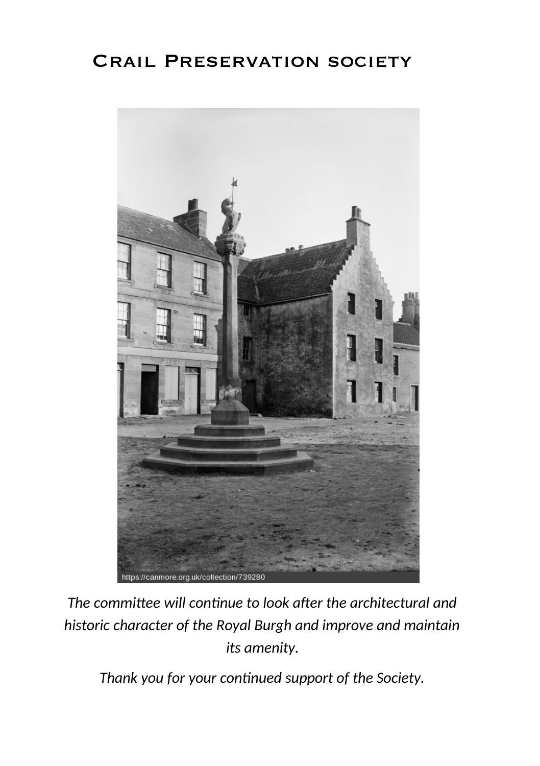# Crail Preservation society

https://canmore.org.uk/collection/739280

*The committee will continue to look after the architectural and historic character of the Royal Burgh and improve and maintain its amenity.*

*Thank you for your continued support of the Society.*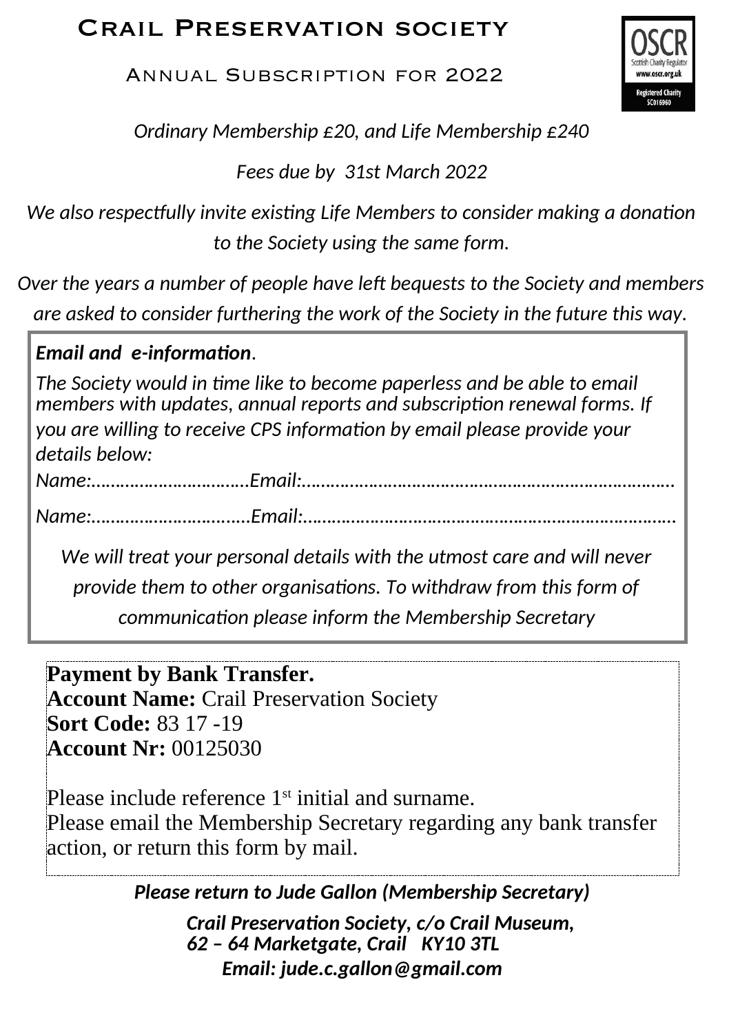# Crail Preservation Society

## Annual Subscription for 2022

*Ordinary Membership £20, and Life Membership £240*

*Fees due by 31st March 2022*

*We also respectfully invite existing Life Members to consider making a donation to the Society using the same form.*

*Over the years a number of people have left bequests to the Society and members are asked to consider furthering the work of the Society in the future this way.*

***Email and e-information.***

*The Society would in time like to become paperless and be able to email members with updates, annual reports and subscription renewal forms. If you are willing to receive CPS information by email please provide your details below:*

*Name:……………………………Email:……………………………………………………………………*

*Name:……………………………Email:……………………………………………………………………*

*We will treat your personal details with the utmost care and will never provide them to other organisations. To withdraw from this form of communication please inform the Membership Secretary*

**Payment by Bank Transfer.**
**Account Name:** Crail Preservation Society
**Sort Code:** 83 17 -19
**Account Nr:** 00125030

Please include reference 1st initial and surname.
Please email the Membership Secretary regarding any bank transfer action, or return this form by mail.

***Please return to Jude Gallon (Membership Secretary)***

***Crail Preservation Society, c/o Crail Museum,***
***62 – 64 Marketgate, Crail KY10 3TL***
***Email: jude.c.gallon@gmail.com***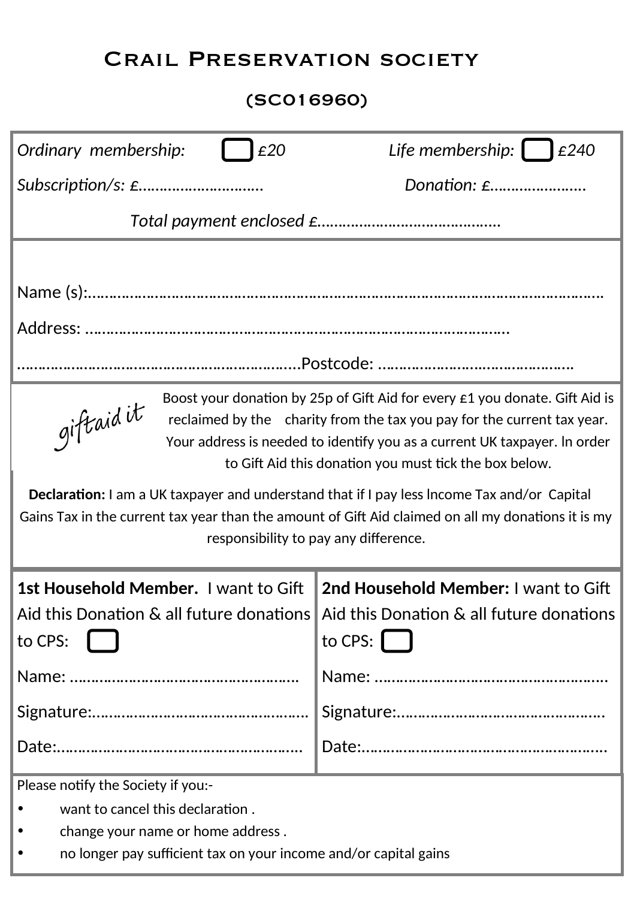# Crail Preservation society

## (SC016960)

*Ordinary membership:* ☐ *£20* *Life membership:* ☐ *£240*

*Subscription/s: £…………………………* *Donation: £…………………..*

*Total payment enclosed £……………………………………..*

Name (s):……………………………………………………………………………………………………

Address: ……………………………………………………………………………………………

………………………………………………………………..Postcode: ……………………………………….

giftaid it

Boost your donation by 25p of Gift Aid for every £1 you donate. Gift Aid is reclaimed by the charity from the tax you pay for the current tax year. Your address is needed to identify you as a current UK taxpayer. In order to Gift Aid this donation you must tick the box below.

**Declaration:** I am a UK taxpayer and understand that if I pay less Income Tax and/or Capital Gains Tax in the current tax year than the amount of Gift Aid claimed on all my donations it is my responsibility to pay any difference.

| **1st Household Member.** I want to Gift Aid this Donation & all future donations to CPS: ☐ | **2nd Household Member:** I want to Gift Aid this Donation & all future donations to CPS: ☐ |
|---|---|
| Name: ……………………………………………… | Name: ……………………………………………… |
| Signature:…………………………………………… | Signature:…………………………………………… |
| Date:………………………………………………… | Date:………………………………………………… |

Please notify the Society if you:-

- want to cancel this declaration .
- change your name or home address .
- no longer pay sufficient tax on your income and/or capital gains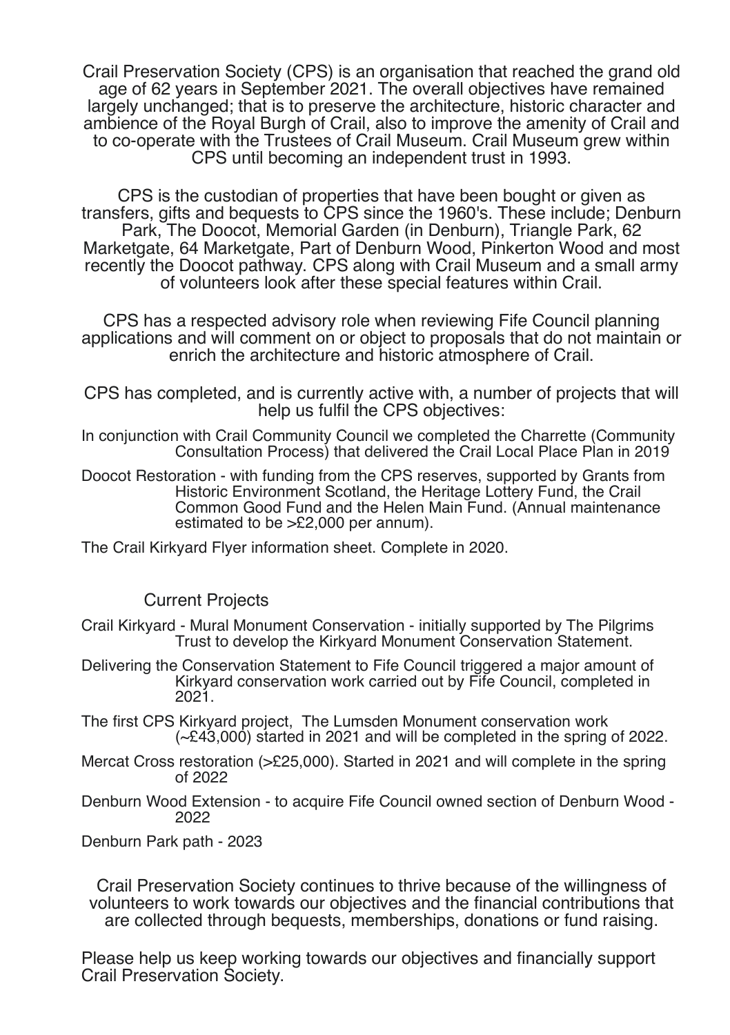Crail Preservation Society (CPS) is an organisation that reached the grand old age of 62 years in September 2021. The overall objectives have remained largely unchanged; that is to preserve the architecture, historic character and ambience of the Royal Burgh of Crail, also to improve the amenity of Crail and to co-operate with the Trustees of Crail Museum. Crail Museum grew within CPS until becoming an independent trust in 1993.

CPS is the custodian of properties that have been bought or given as transfers, gifts and bequests to CPS since the 1960's. These include; Denburn Park, The Doocot, Memorial Garden (in Denburn), Triangle Park, 62 Marketgate, 64 Marketgate, Part of Denburn Wood, Pinkerton Wood and most recently the Doocot pathway. CPS along with Crail Museum and a small army of volunteers look after these special features within Crail.

CPS has a respected advisory role when reviewing Fife Council planning applications and will comment on or object to proposals that do not maintain or enrich the architecture and historic atmosphere of Crail.

CPS has completed, and is currently active with, a number of projects that will help us fulfil the CPS objectives:

In conjunction with Crail Community Council we completed the Charrette (Community Consultation Process) that delivered the Crail Local Place Plan in 2019

Doocot Restoration - with funding from the CPS reserves, supported by Grants from Historic Environment Scotland, the Heritage Lottery Fund, the Crail Common Good Fund and the Helen Main Fund. (Annual maintenance estimated to be >£2,000 per annum).

The Crail Kirkyard Flyer information sheet. Complete in 2020.

## Current Projects

Crail Kirkyard - Mural Monument Conservation - initially supported by The Pilgrims Trust to develop the Kirkyard Monument Conservation Statement.

Delivering the Conservation Statement to Fife Council triggered a major amount of Kirkyard conservation work carried out by Fife Council, completed in 2021.

The first CPS Kirkyard project, The Lumsden Monument conservation work (~£43,000) started in 2021 and will be completed in the spring of 2022.

Mercat Cross restoration (>£25,000). Started in 2021 and will complete in the spring of 2022

Denburn Wood Extension - to acquire Fife Council owned section of Denburn Wood - 2022

Denburn Park path - 2023

Crail Preservation Society continues to thrive because of the willingness of volunteers to work towards our objectives and the financial contributions that are collected through bequests, memberships, donations or fund raising.

Please help us keep working towards our objectives and financially support Crail Preservation Society.